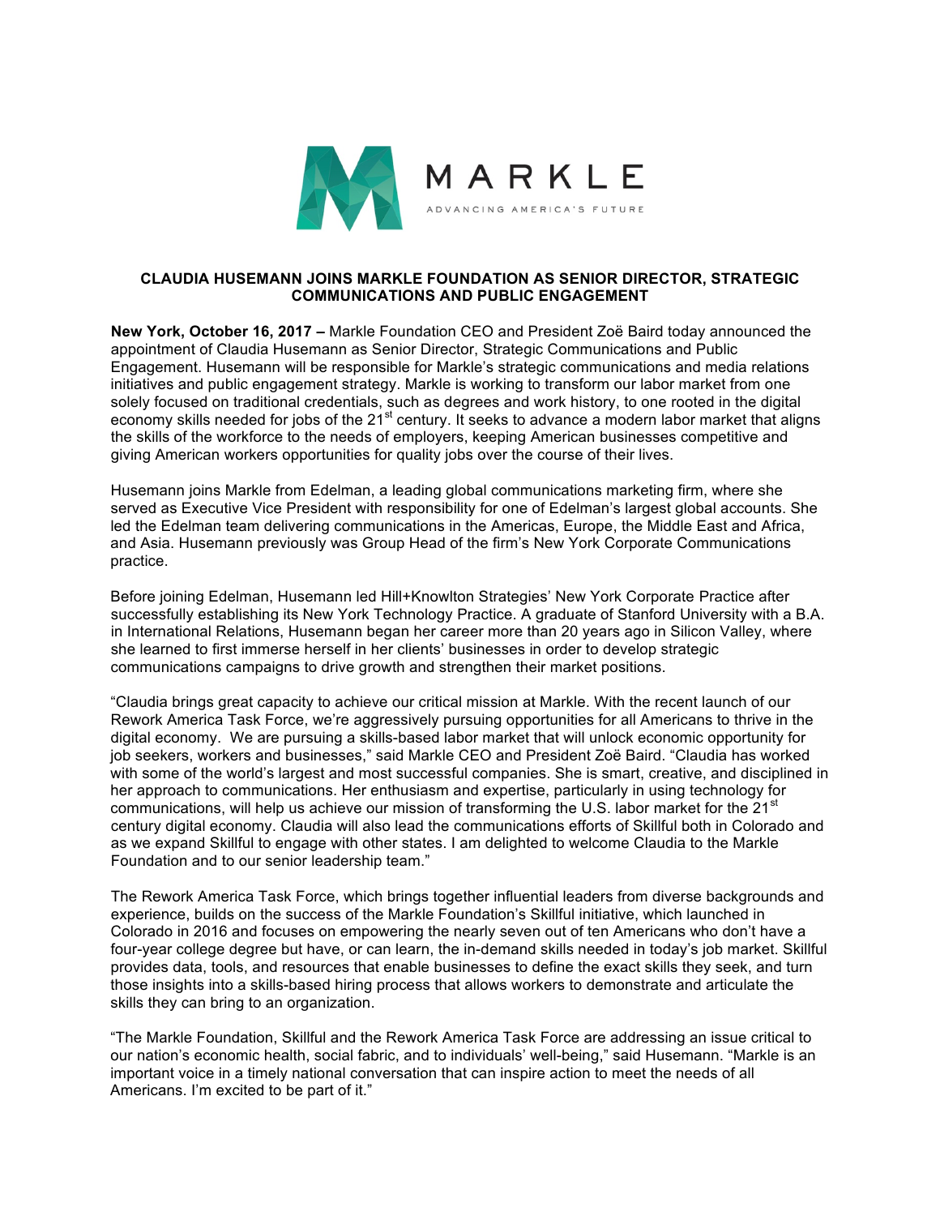MARKLE

ADVANCING AMERICA'S FUTURE

# CLAUDIA HUSEMANN JOINS MARKLE FOUNDATION AS SENIOR DIRECTOR, STRATEGIC COMMUNICATIONS AND PUBLIC ENGAGEMENT

**New York, October 16, 2017 –** Markle Foundation CEO and President Zoë Baird today announced the appointment of Claudia Husemann as Senior Director, Strategic Communications and Public Engagement. Husemann will be responsible for Markle's strategic communications and media relations initiatives and public engagement strategy. Markle is working to transform our labor market from one solely focused on traditional credentials, such as degrees and work history, to one rooted in the digital economy skills needed for jobs of the 21st century. It seeks to advance a modern labor market that aligns the skills of the workforce to the needs of employers, keeping American businesses competitive and giving American workers opportunities for quality jobs over the course of their lives.

Husemann joins Markle from Edelman, a leading global communications marketing firm, where she served as Executive Vice President with responsibility for one of Edelman's largest global accounts. She led the Edelman team delivering communications in the Americas, Europe, the Middle East and Africa, and Asia. Husemann previously was Group Head of the firm's New York Corporate Communications practice.

Before joining Edelman, Husemann led Hill+Knowlton Strategies' New York Corporate Practice after successfully establishing its New York Technology Practice. A graduate of Stanford University with a B.A. in International Relations, Husemann began her career more than 20 years ago in Silicon Valley, where she learned to first immerse herself in her clients' businesses in order to develop strategic communications campaigns to drive growth and strengthen their market positions.

"Claudia brings great capacity to achieve our critical mission at Markle. With the recent launch of our Rework America Task Force, we're aggressively pursuing opportunities for all Americans to thrive in the digital economy. We are pursuing a skills-based labor market that will unlock economic opportunity for job seekers, workers and businesses," said Markle CEO and President Zoë Baird. "Claudia has worked with some of the world's largest and most successful companies. She is smart, creative, and disciplined in her approach to communications. Her enthusiasm and expertise, particularly in using technology for communications, will help us achieve our mission of transforming the U.S. labor market for the 21st century digital economy. Claudia will also lead the communications efforts of Skillful both in Colorado and as we expand Skillful to engage with other states. I am delighted to welcome Claudia to the Markle Foundation and to our senior leadership team."

The Rework America Task Force, which brings together influential leaders from diverse backgrounds and experience, builds on the success of the Markle Foundation's Skillful initiative, which launched in Colorado in 2016 and focuses on empowering the nearly seven out of ten Americans who don't have a four-year college degree but have, or can learn, the in-demand skills needed in today's job market. Skillful provides data, tools, and resources that enable businesses to define the exact skills they seek, and turn those insights into a skills-based hiring process that allows workers to demonstrate and articulate the skills they can bring to an organization.

"The Markle Foundation, Skillful and the Rework America Task Force are addressing an issue critical to our nation's economic health, social fabric, and to individuals' well-being," said Husemann. "Markle is an important voice in a timely national conversation that can inspire action to meet the needs of all Americans. I'm excited to be part of it."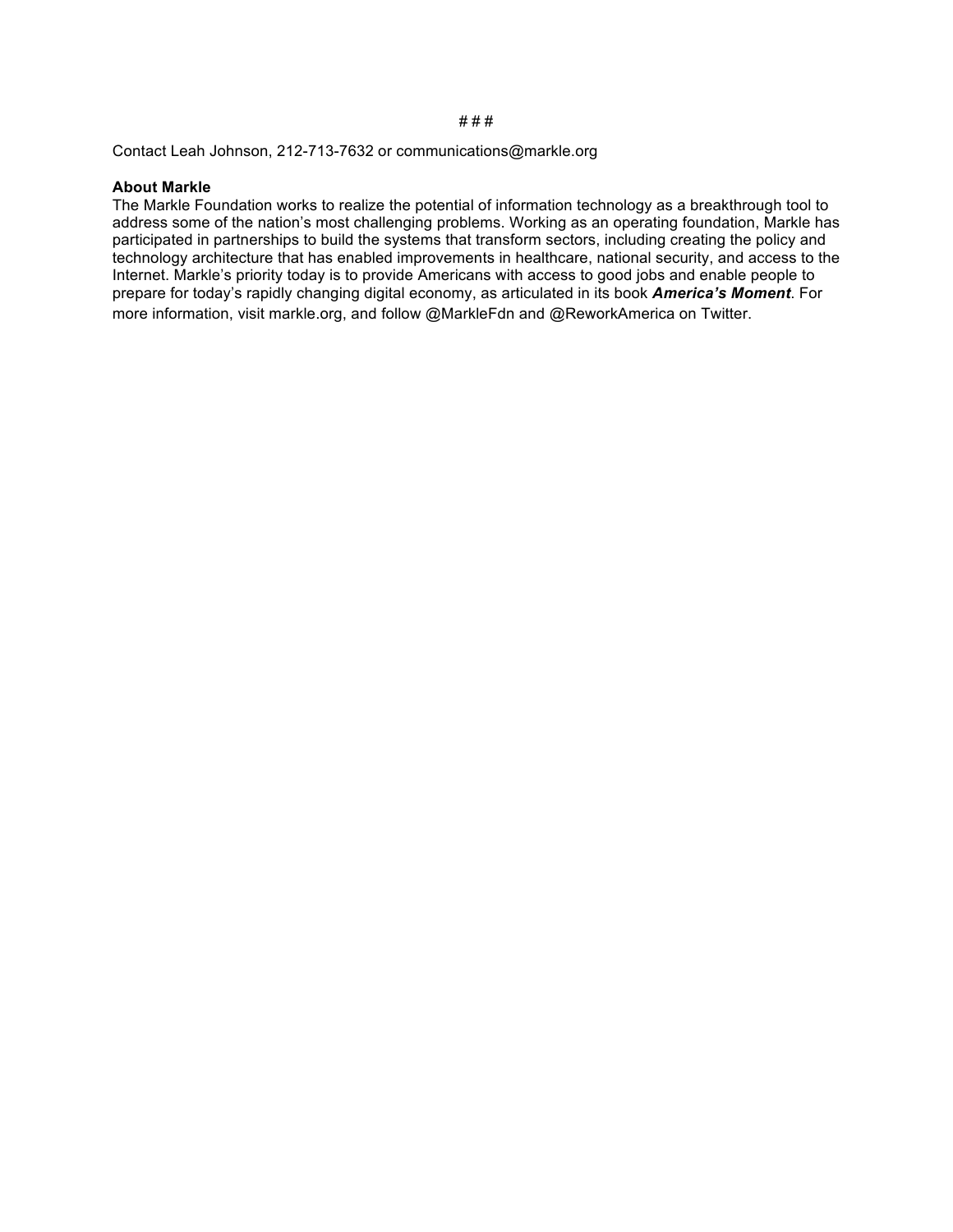# # #

Contact Leah Johnson, 212-713-7632 or communications@markle.org

**About Markle**
The Markle Foundation works to realize the potential of information technology as a breakthrough tool to address some of the nation's most challenging problems. Working as an operating foundation, Markle has participated in partnerships to build the systems that transform sectors, including creating the policy and technology architecture that has enabled improvements in healthcare, national security, and access to the Internet. Markle's priority today is to provide Americans with access to good jobs and enable people to prepare for today's rapidly changing digital economy, as articulated in its book ***America's Moment***. For more information, visit markle.org, and follow @MarkleFdn and @ReworkAmerica on Twitter.